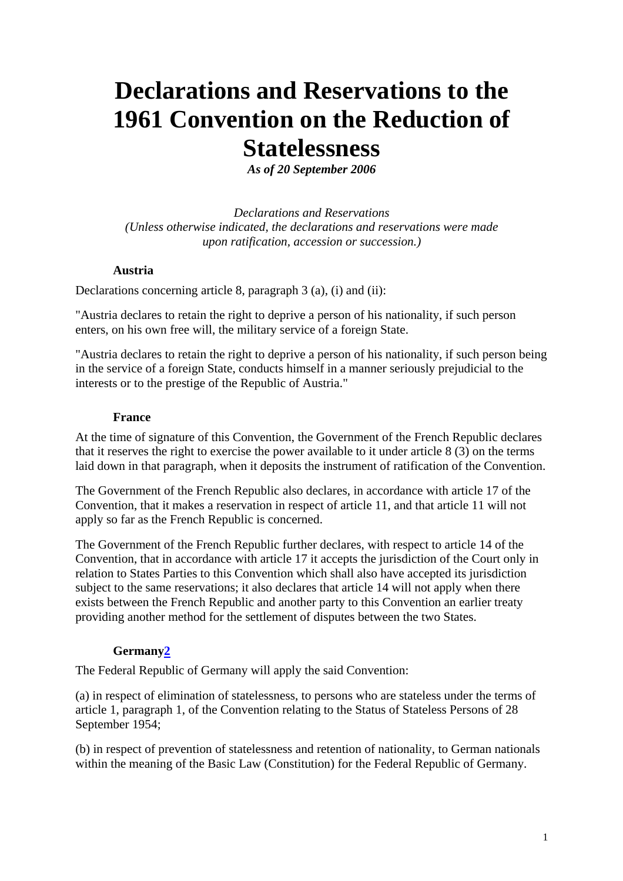# Declarations and Reservations to the 1961 Convention on the Reduction of Statelessness

***As of 20 September 2006***

*Declarations and Reservations*
*(Unless otherwise indicated, the declarations and reservations were made upon ratification, accession or succession.)*

### Austria

Declarations concerning article 8, paragraph 3 (a), (i) and (ii):

"Austria declares to retain the right to deprive a person of his nationality, if such person enters, on his own free will, the military service of a foreign State.

"Austria declares to retain the right to deprive a person of his nationality, if such person being in the service of a foreign State, conducts himself in a manner seriously prejudicial to the interests or to the prestige of the Republic of Austria."

### France

At the time of signature of this Convention, the Government of the French Republic declares that it reserves the right to exercise the power available to it under article 8 (3) on the terms laid down in that paragraph, when it deposits the instrument of ratification of the Convention.

The Government of the French Republic also declares, in accordance with article 17 of the Convention, that it makes a reservation in respect of article 11, and that article 11 will not apply so far as the French Republic is concerned.

The Government of the French Republic further declares, with respect to article 14 of the Convention, that in accordance with article 17 it accepts the jurisdiction of the Court only in relation to States Parties to this Convention which shall also have accepted its jurisdiction subject to the same reservations; it also declares that article 14 will not apply when there exists between the French Republic and another party to this Convention an earlier treaty providing another method for the settlement of disputes between the two States.

### Germany[2]

The Federal Republic of Germany will apply the said Convention:

(a) in respect of elimination of statelessness, to persons who are stateless under the terms of article 1, paragraph 1, of the Convention relating to the Status of Stateless Persons of 28 September 1954;

(b) in respect of prevention of statelessness and retention of nationality, to German nationals within the meaning of the Basic Law (Constitution) for the Federal Republic of Germany.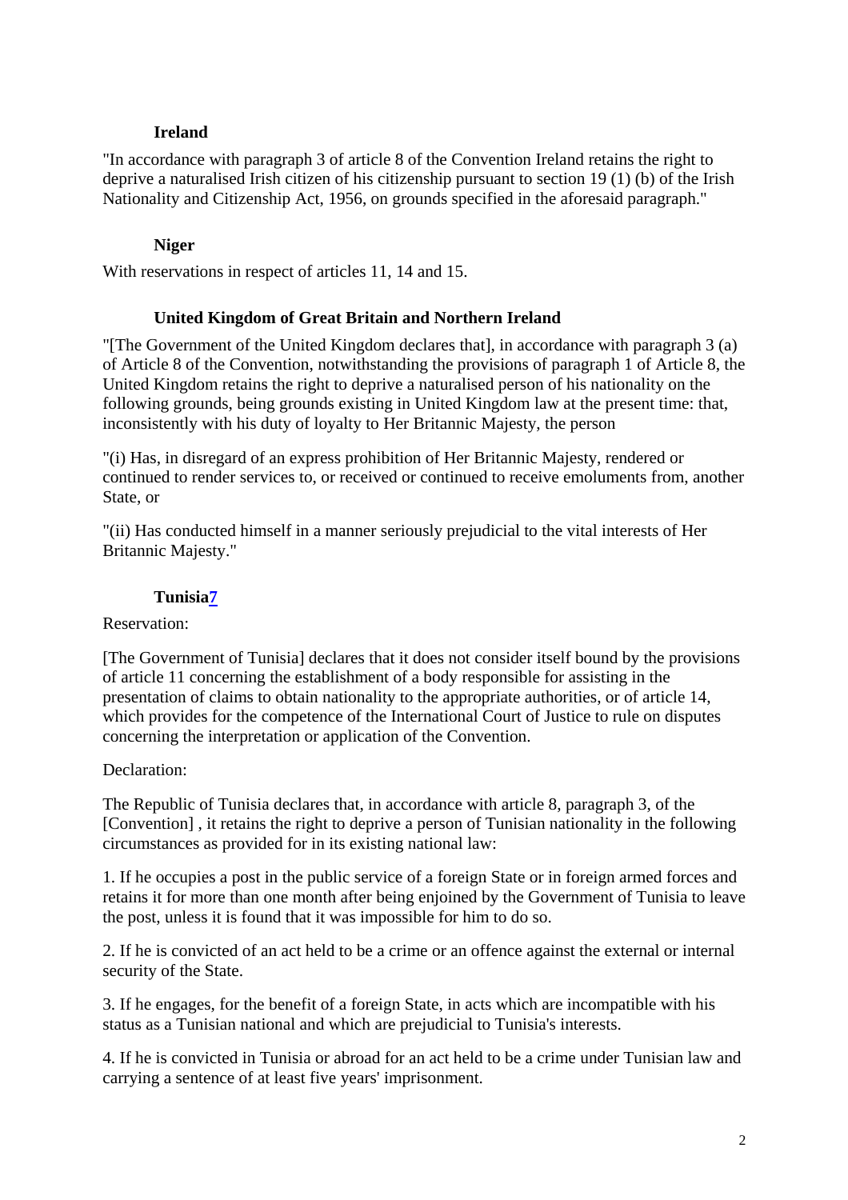**Ireland**

"In accordance with paragraph 3 of article 8 of the Convention Ireland retains the right to deprive a naturalised Irish citizen of his citizenship pursuant to section 19 (1) (b) of the Irish Nationality and Citizenship Act, 1956, on grounds specified in the aforesaid paragraph."

**Niger**

With reservations in respect of articles 11, 14 and 15.

**United Kingdom of Great Britain and Northern Ireland**

"[The Government of the United Kingdom declares that], in accordance with paragraph 3 (a) of Article 8 of the Convention, notwithstanding the provisions of paragraph 1 of Article 8, the United Kingdom retains the right to deprive a naturalised person of his nationality on the following grounds, being grounds existing in United Kingdom law at the present time: that, inconsistently with his duty of loyalty to Her Britannic Majesty, the person

"(i) Has, in disregard of an express prohibition of Her Britannic Majesty, rendered or continued to render services to, or received or continued to receive emoluments from, another State, or

"(ii) Has conducted himself in a manner seriously prejudicial to the vital interests of Her Britannic Majesty."

**Tunisia[7]**

Reservation:

[The Government of Tunisia] declares that it does not consider itself bound by the provisions of article 11 concerning the establishment of a body responsible for assisting in the presentation of claims to obtain nationality to the appropriate authorities, or of article 14, which provides for the competence of the International Court of Justice to rule on disputes concerning the interpretation or application of the Convention.

Declaration:

The Republic of Tunisia declares that, in accordance with article 8, paragraph 3, of the [Convention] , it retains the right to deprive a person of Tunisian nationality in the following circumstances as provided for in its existing national law:

1. If he occupies a post in the public service of a foreign State or in foreign armed forces and retains it for more than one month after being enjoined by the Government of Tunisia to leave the post, unless it is found that it was impossible for him to do so.

2. If he is convicted of an act held to be a crime or an offence against the external or internal security of the State.

3. If he engages, for the benefit of a foreign State, in acts which are incompatible with his status as a Tunisian national and which are prejudicial to Tunisia's interests.

4. If he is convicted in Tunisia or abroad for an act held to be a crime under Tunisian law and carrying a sentence of at least five years' imprisonment.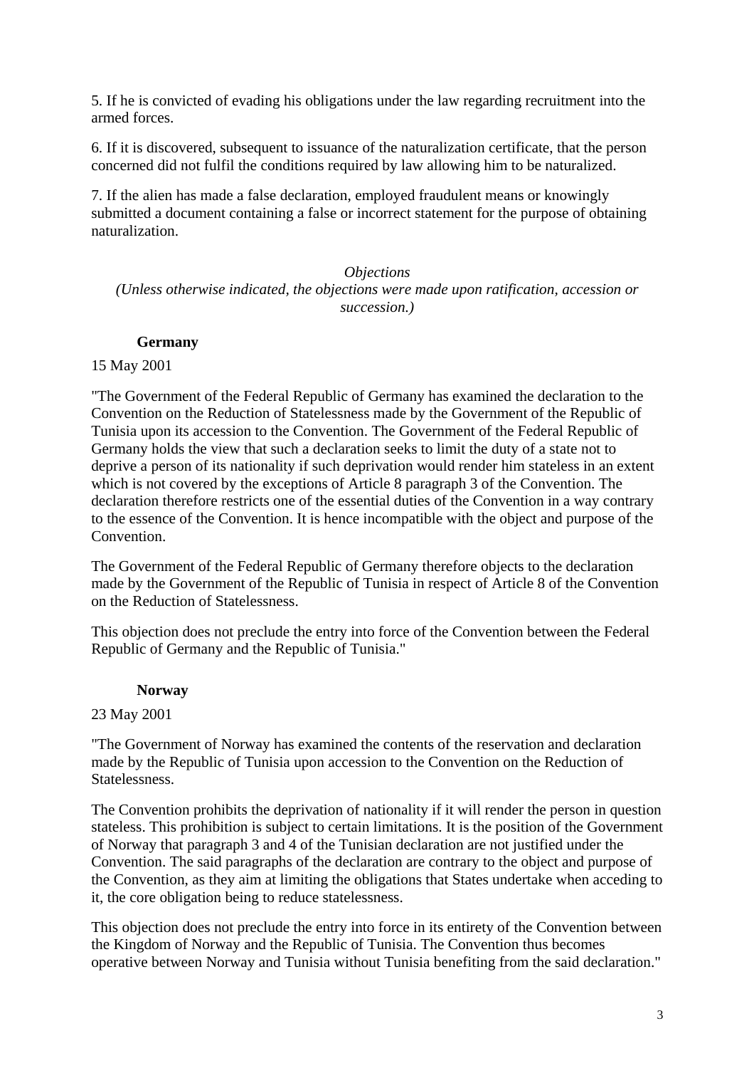5. If he is convicted of evading his obligations under the law regarding recruitment into the armed forces.

6. If it is discovered, subsequent to issuance of the naturalization certificate, that the person concerned did not fulfil the conditions required by law allowing him to be naturalized.

7. If the alien has made a false declaration, employed fraudulent means or knowingly submitted a document containing a false or incorrect statement for the purpose of obtaining naturalization.

*Objections*
*(Unless otherwise indicated, the objections were made upon ratification, accession or succession.)*

**Germany**

15 May 2001

"The Government of the Federal Republic of Germany has examined the declaration to the Convention on the Reduction of Statelessness made by the Government of the Republic of Tunisia upon its accession to the Convention. The Government of the Federal Republic of Germany holds the view that such a declaration seeks to limit the duty of a state not to deprive a person of its nationality if such deprivation would render him stateless in an extent which is not covered by the exceptions of Article 8 paragraph 3 of the Convention. The declaration therefore restricts one of the essential duties of the Convention in a way contrary to the essence of the Convention. It is hence incompatible with the object and purpose of the Convention.

The Government of the Federal Republic of Germany therefore objects to the declaration made by the Government of the Republic of Tunisia in respect of Article 8 of the Convention on the Reduction of Statelessness.

This objection does not preclude the entry into force of the Convention between the Federal Republic of Germany and the Republic of Tunisia."

**Norway**

23 May 2001

"The Government of Norway has examined the contents of the reservation and declaration made by the Republic of Tunisia upon accession to the Convention on the Reduction of Statelessness.

The Convention prohibits the deprivation of nationality if it will render the person in question stateless. This prohibition is subject to certain limitations. It is the position of the Government of Norway that paragraph 3 and 4 of the Tunisian declaration are not justified under the Convention. The said paragraphs of the declaration are contrary to the object and purpose of the Convention, as they aim at limiting the obligations that States undertake when acceding to it, the core obligation being to reduce statelessness.

This objection does not preclude the entry into force in its entirety of the Convention between the Kingdom of Norway and the Republic of Tunisia. The Convention thus becomes operative between Norway and Tunisia without Tunisia benefiting from the said declaration."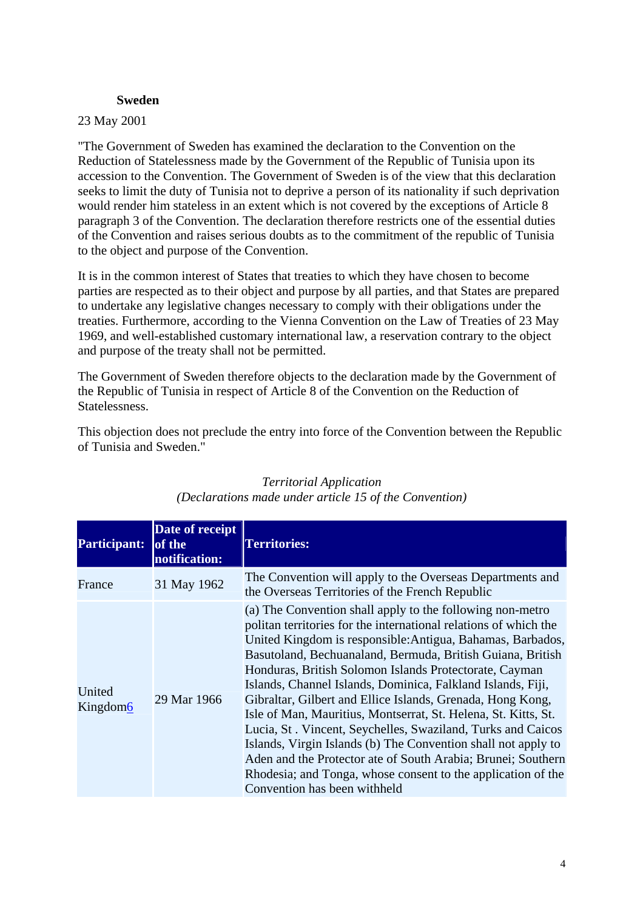**Sweden**

23 May 2001

"The Government of Sweden has examined the declaration to the Convention on the Reduction of Statelessness made by the Government of the Republic of Tunisia upon its accession to the Convention. The Government of Sweden is of the view that this declaration seeks to limit the duty of Tunisia not to deprive a person of its nationality if such deprivation would render him stateless in an extent which is not covered by the exceptions of Article 8 paragraph 3 of the Convention. The declaration therefore restricts one of the essential duties of the Convention and raises serious doubts as to the commitment of the republic of Tunisia to the object and purpose of the Convention.

It is in the common interest of States that treaties to which they have chosen to become parties are respected as to their object and purpose by all parties, and that States are prepared to undertake any legislative changes necessary to comply with their obligations under the treaties. Furthermore, according to the Vienna Convention on the Law of Treaties of 23 May 1969, and well-established customary international law, a reservation contrary to the object and purpose of the treaty shall not be permitted.

The Government of Sweden therefore objects to the declaration made by the Government of the Republic of Tunisia in respect of Article 8 of the Convention on the Reduction of Statelessness.

This objection does not preclude the entry into force of the Convention between the Republic of Tunisia and Sweden."

*Territorial Application*
*(Declarations made under article 15 of the Convention)*

| Participant: | Date of receipt of the notification: | Territories: |
|---|---|---|
| France | 31 May 1962 | The Convention will apply to the Overseas Departments and the Overseas Territories of the French Republic |
| United Kingdom6 | 29 Mar 1966 | (a) The Convention shall apply to the following non-metro politan territories for the international relations of which the United Kingdom is responsible:Antigua, Bahamas, Barbados, Basutoland, Bechuanaland, Bermuda, British Guiana, British Honduras, British Solomon Islands Protectorate, Cayman Islands, Channel Islands, Dominica, Falkland Islands, Fiji, Gibraltar, Gilbert and Ellice Islands, Grenada, Hong Kong, Isle of Man, Mauritius, Montserrat, St. Helena, St. Kitts, St. Lucia, St . Vincent, Seychelles, Swaziland, Turks and Caicos Islands, Virgin Islands (b) The Convention shall not apply to Aden and the Protector ate of South Arabia; Brunei; Southern Rhodesia; and Tonga, whose consent to the application of the Convention has been withheld |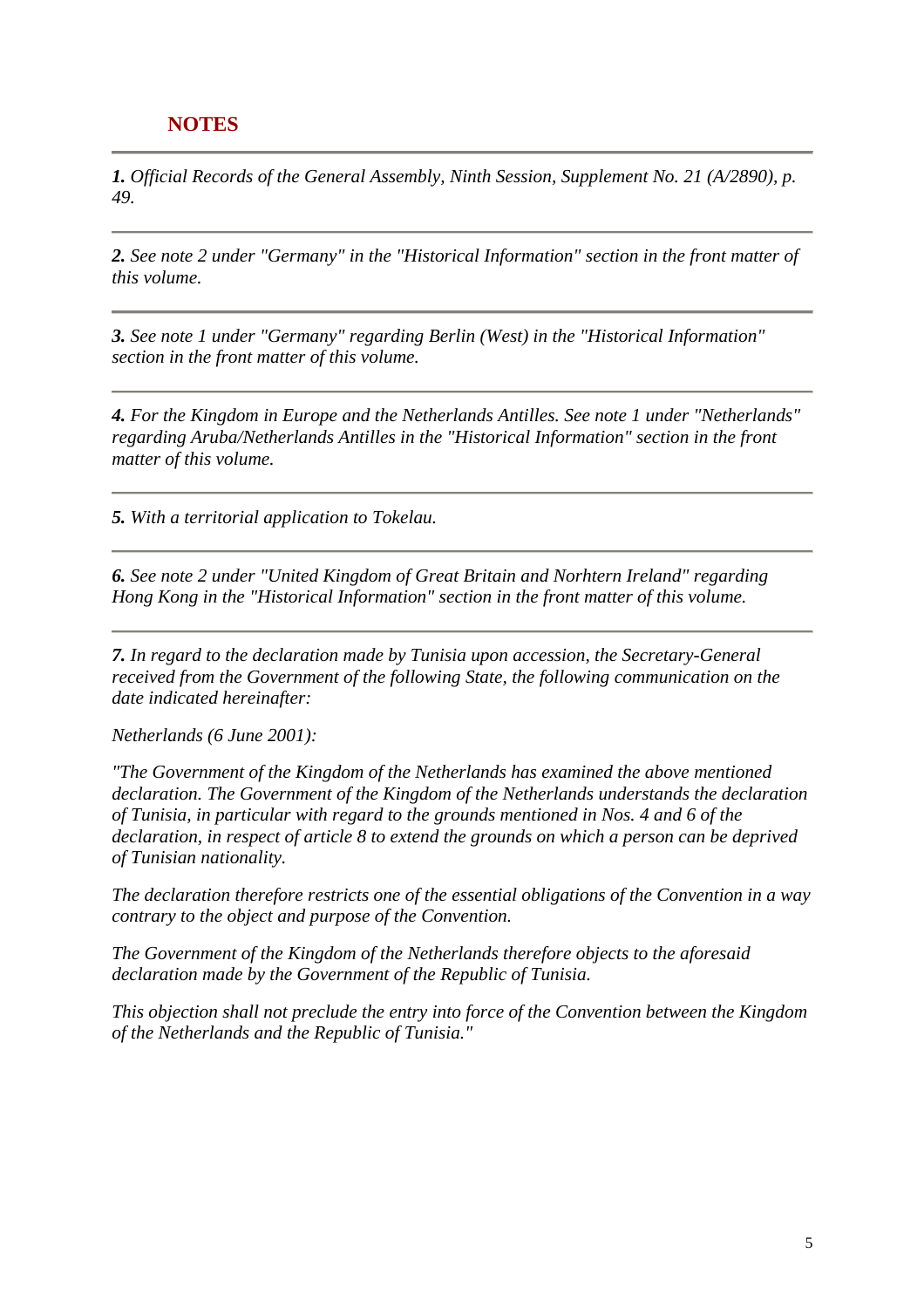## NOTES

---

*__1.__ Official Records of the General Assembly, Ninth Session, Supplement No. 21 (A/2890), p. 49.*

---

*__2.__ See note 2 under "Germany" in the "Historical Information" section in the front matter of this volume.*

---

*__3.__ See note 1 under "Germany" regarding Berlin (West) in the "Historical Information" section in the front matter of this volume.*

---

*__4.__ For the Kingdom in Europe and the Netherlands Antilles. See note 1 under "Netherlands" regarding Aruba/Netherlands Antilles in the "Historical Information" section in the front matter of this volume.*

---

*__5.__ With a territorial application to Tokelau.*

---

*__6.__ See note 2 under "United Kingdom of Great Britain and Norhtern Ireland" regarding Hong Kong in the "Historical Information" section in the front matter of this volume.*

---

*__7.__ In regard to the declaration made by Tunisia upon accession, the Secretary-General received from the Government of the following State, the following communication on the date indicated hereinafter:*

*Netherlands (6 June 2001):*

*"The Government of the Kingdom of the Netherlands has examined the above mentioned declaration. The Government of the Kingdom of the Netherlands understands the declaration of Tunisia, in particular with regard to the grounds mentioned in Nos. 4 and 6 of the declaration, in respect of article 8 to extend the grounds on which a person can be deprived of Tunisian nationality.*

*The declaration therefore restricts one of the essential obligations of the Convention in a way contrary to the object and purpose of the Convention.*

*The Government of the Kingdom of the Netherlands therefore objects to the aforesaid declaration made by the Government of the Republic of Tunisia.*

*This objection shall not preclude the entry into force of the Convention between the Kingdom of the Netherlands and the Republic of Tunisia."*